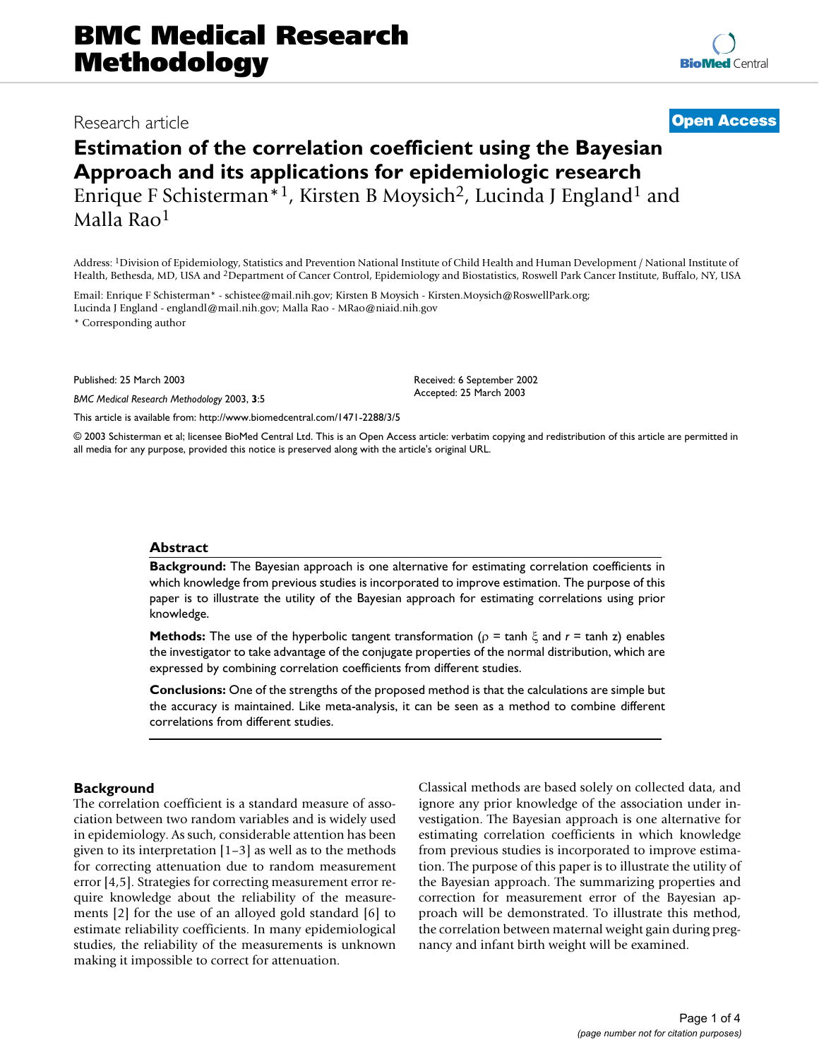Research article

**Open Access**

# Estimation of the correlation coefficient using the Bayesian Approach and its applications for epidemiologic research

Enrique F Schisterman*[1], Kirsten B Moysich[2], Lucinda J England[1] and Malla Rao[1]

Address: [1]Division of Epidemiology, Statistics and Prevention National Institute of Child Health and Human Development / National Institute of Health, Bethesda, MD, USA and [2]Department of Cancer Control, Epidemiology and Biostatistics, Roswell Park Cancer Institute, Buffalo, NY, USA

Email: Enrique F Schisterman* - schistee@mail.nih.gov; Kirsten B Moysich - Kirsten.Moysich@RoswellPark.org; Lucinda J England - englandl@mail.nih.gov; Malla Rao - MRao@niaid.nih.gov

* Corresponding author

Published: 25 March 2003

*BMC Medical Research Methodology* 2003, **3**:5

Received: 6 September 2002
Accepted: 25 March 2003

This article is available from: http://www.biomedcentral.com/1471-2288/3/5

© 2003 Schisterman et al; licensee BioMed Central Ltd. This is an Open Access article: verbatim copying and redistribution of this article are permitted in all media for any purpose, provided this notice is preserved along with the article's original URL.

## Abstract

**Background:** The Bayesian approach is one alternative for estimating correlation coefficients in which knowledge from previous studies is incorporated to improve estimation. The purpose of this paper is to illustrate the utility of the Bayesian approach for estimating correlations using prior knowledge.

**Methods:** The use of the hyperbolic tangent transformation ($\rho = \tanh \xi$ and $r = \tanh z$) enables the investigator to take advantage of the conjugate properties of the normal distribution, which are expressed by combining correlation coefficients from different studies.

**Conclusions:** One of the strengths of the proposed method is that the calculations are simple but the accuracy is maintained. Like meta-analysis, it can be seen as a method to combine different correlations from different studies.

## Background

The correlation coefficient is a standard measure of association between two random variables and is widely used in epidemiology. As such, considerable attention has been given to its interpretation [1–3] as well as to the methods for correcting attenuation due to random measurement error [4,5]. Strategies for correcting measurement error require knowledge about the reliability of the measurements [2] for the use of an alloyed gold standard [6] to estimate reliability coefficients. In many epidemiological studies, the reliability of the measurements is unknown making it impossible to correct for attenuation.

Classical methods are based solely on collected data, and ignore any prior knowledge of the association under investigation. The Bayesian approach is one alternative for estimating correlation coefficients in which knowledge from previous studies is incorporated to improve estimation. The purpose of this paper is to illustrate the utility of the Bayesian approach. The summarizing properties and correction for measurement error of the Bayesian approach will be demonstrated. To illustrate this method, the correlation between maternal weight gain during pregnancy and infant birth weight will be examined.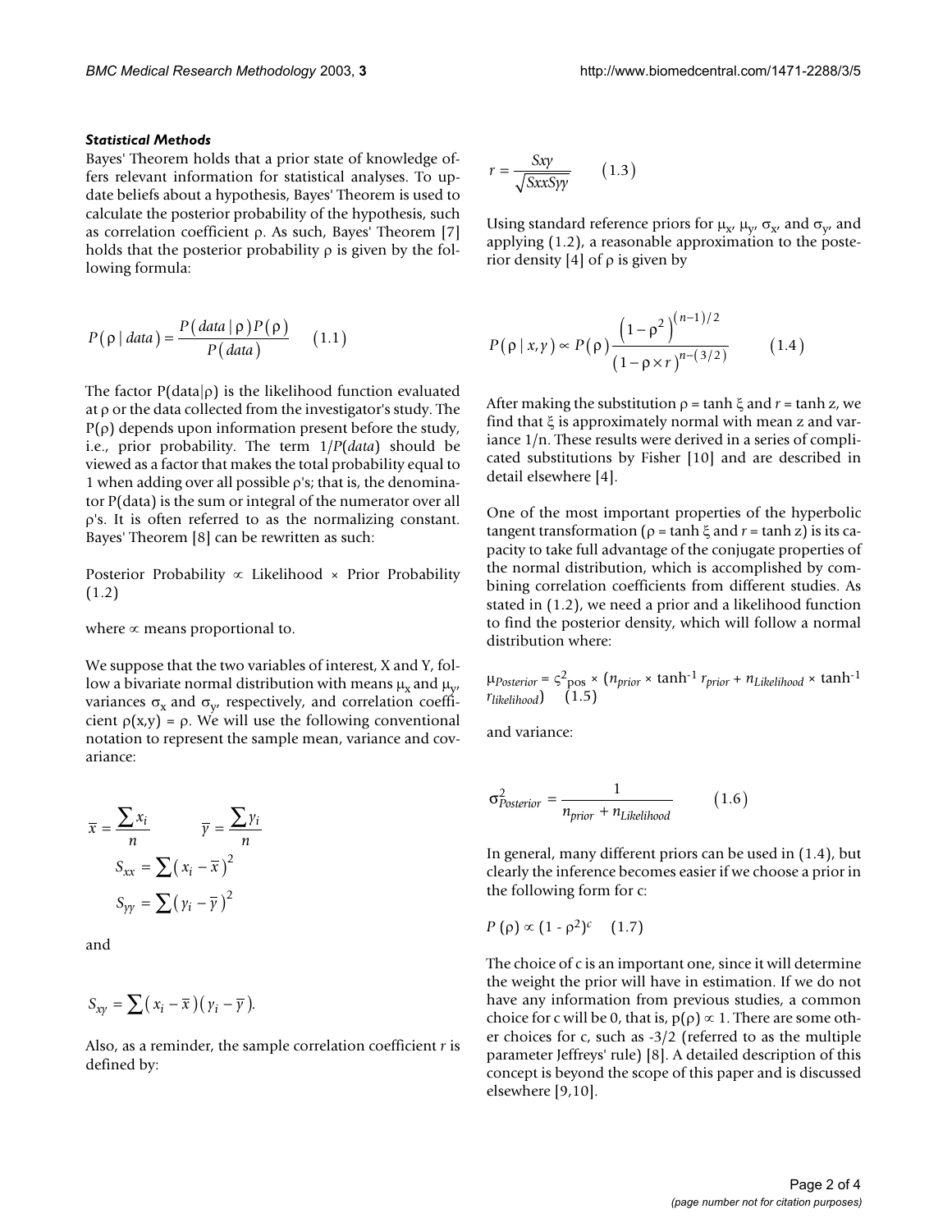### *Statistical Methods*

Bayes' Theorem holds that a prior state of knowledge offers relevant information for statistical analyses. To update beliefs about a hypothesis, Bayes' Theorem is used to calculate the posterior probability of the hypothesis, such as correlation coefficient ρ. As such, Bayes' Theorem [7] holds that the posterior probability ρ is given by the following formula:

$$P(\rho \mid data) = \frac{P(data \mid \rho) P(\rho)}{P(data)} \qquad (1.1)$$

The factor P(data|ρ) is the likelihood function evaluated at ρ or the data collected from the investigator's study. The P(ρ) depends upon information present before the study, i.e., prior probability. The term 1/*P*(*data*) should be viewed as a factor that makes the total probability equal to 1 when adding over all possible ρ's; that is, the denominator P(data) is the sum or integral of the numerator over all ρ's. It is often referred to as the normalizing constant. Bayes' Theorem [8] can be rewritten as such:

Posterior Probability ∝ Likelihood × Prior Probability (1.2)

where ∝ means proportional to.

We suppose that the two variables of interest, X and Y, follow a bivariate normal distribution with means $\mu_x$ and $\mu_y$, variances $\sigma_x$ and $\sigma_y$, respectively, and correlation coefficient ρ(x,y) = ρ. We will use the following conventional notation to represent the sample mean, variance and covariance:

$$\bar{x} = \frac{\sum x_i}{n} \qquad \bar{y} = \frac{\sum y_i}{n}$$

$$S_{xx} = \sum (x_i - \bar{x})^2$$

$$S_{yy} = \sum (y_i - \bar{y})^2$$

and

$$S_{xy} = \sum (x_i - \bar{x})(y_i - \bar{y}).$$

Also, as a reminder, the sample correlation coefficient *r* is defined by:

$$r = \frac{Sxy}{\sqrt{SxxSyy}} \qquad (1.3)$$

Using standard reference priors for $\mu_x$, $\mu_y$, $\sigma_x$, and $\sigma_y$, and applying (1.2), a reasonable approximation to the posterior density [4] of ρ is given by

$$P(\rho \mid x, y) \propto P(\rho) \frac{\left(1-\rho^2\right)^{(n-1)/2}}{\left(1-\rho \times r\right)^{n-(3/2)}} \qquad (1.4)$$

After making the substitution ρ = tanh ξ and *r* = tanh z, we find that ξ is approximately normal with mean z and variance 1/n. These results were derived in a series of complicated substitutions by Fisher [10] and are described in detail elsewhere [4].

One of the most important properties of the hyperbolic tangent transformation (ρ = tanh ξ and *r* = tanh z) is its capacity to take full advantage of the conjugate properties of the normal distribution, which is accomplished by combining correlation coefficients from different studies. As stated in (1.2), we need a prior and a likelihood function to find the posterior density, which will follow a normal distribution where:

$\mu_{Posterior} = \varsigma^2_{pos} \times (n_{prior} \times \tanh^{-1} r_{prior} + n_{Likelihood} \times \tanh^{-1} r_{likelihood})$ (1.5)

and variance:

$$\sigma^2_{Posterior} = \frac{1}{n_{prior} + n_{Likelihood}} \qquad (1.6)$$

In general, many different priors can be used in (1.4), but clearly the inference becomes easier if we choose a prior in the following form for c:

$P(\rho) \propto (1 - \rho^2)^c$ (1.7)

The choice of c is an important one, since it will determine the weight the prior will have in estimation. If we do not have any information from previous studies, a common choice for c will be 0, that is, p(ρ) ∝ 1. There are some other choices for c, such as -3/2 (referred to as the multiple parameter Jeffreys' rule) [8]. A detailed description of this concept is beyond the scope of this paper and is discussed elsewhere [9,10].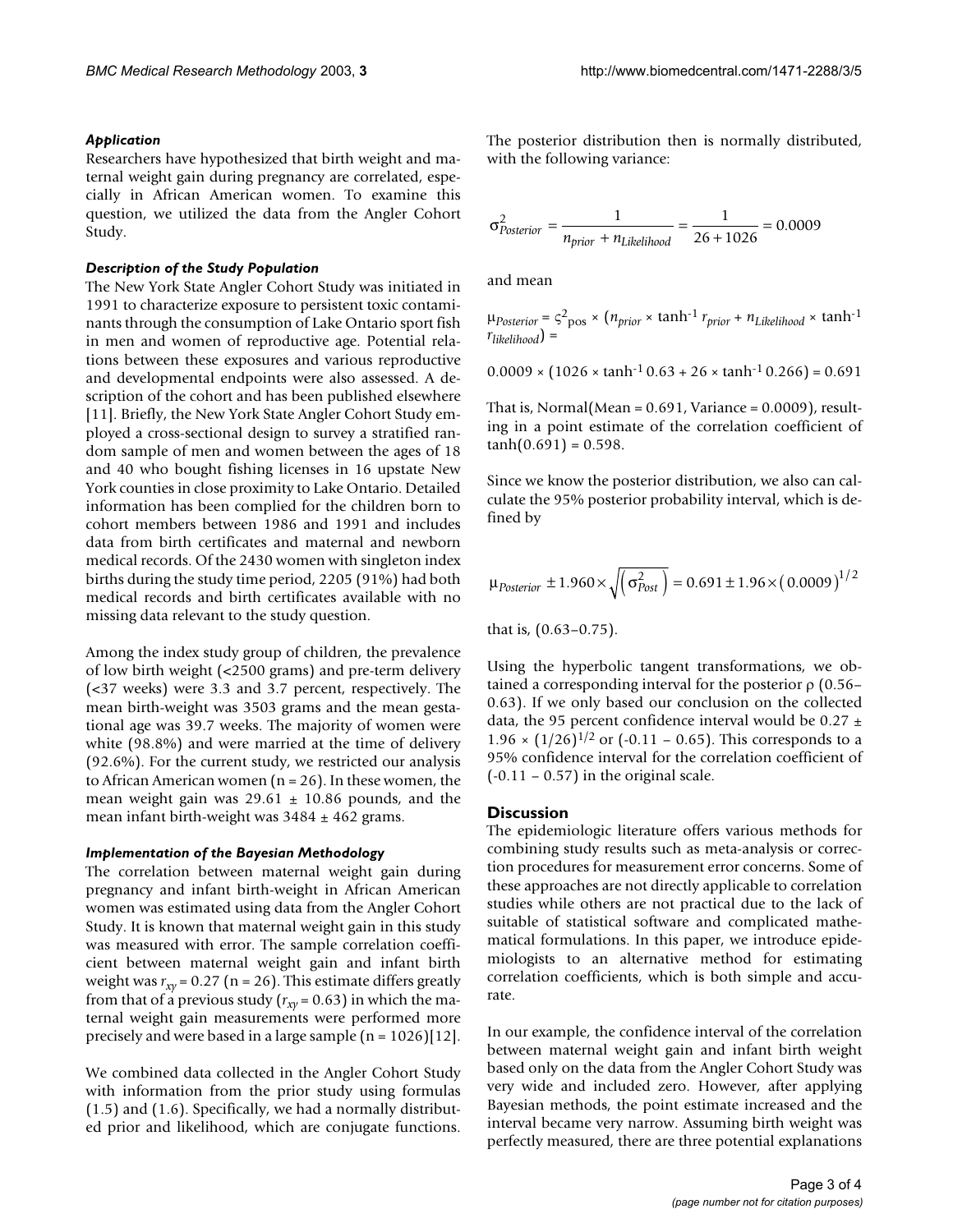### *Application*

Researchers have hypothesized that birth weight and maternal weight gain during pregnancy are correlated, especially in African American women. To examine this question, we utilized the data from the Angler Cohort Study.

### *Description of the Study Population*

The New York State Angler Cohort Study was initiated in 1991 to characterize exposure to persistent toxic contaminants through the consumption of Lake Ontario sport fish in men and women of reproductive age. Potential relations between these exposures and various reproductive and developmental endpoints were also assessed. A description of the cohort and has been published elsewhere [11]. Briefly, the New York State Angler Cohort Study employed a cross-sectional design to survey a stratified random sample of men and women between the ages of 18 and 40 who bought fishing licenses in 16 upstate New York counties in close proximity to Lake Ontario. Detailed information has been complied for the children born to cohort members between 1986 and 1991 and includes data from birth certificates and maternal and newborn medical records. Of the 2430 women with singleton index births during the study time period, 2205 (91%) had both medical records and birth certificates available with no missing data relevant to the study question.

Among the index study group of children, the prevalence of low birth weight (<2500 grams) and pre-term delivery (<37 weeks) were 3.3 and 3.7 percent, respectively. The mean birth-weight was 3503 grams and the mean gestational age was 39.7 weeks. The majority of women were white (98.8%) and were married at the time of delivery (92.6%). For the current study, we restricted our analysis to African American women (n = 26). In these women, the mean weight gain was 29.61 ± 10.86 pounds, and the mean infant birth-weight was 3484 ± 462 grams.

### *Implementation of the Bayesian Methodology*

The correlation between maternal weight gain during pregnancy and infant birth-weight in African American women was estimated using data from the Angler Cohort Study. It is known that maternal weight gain in this study was measured with error. The sample correlation coefficient between maternal weight gain and infant birth weight was $r_{xy} = 0.27$ (n = 26). This estimate differs greatly from that of a previous study ($r_{xy} = 0.63$) in which the maternal weight gain measurements were performed more precisely and were based in a large sample (n = 1026)[12].

We combined data collected in the Angler Cohort Study with information from the prior study using formulas (1.5) and (1.6). Specifically, we had a normally distributed prior and likelihood, which are conjugate functions. The posterior distribution then is normally distributed, with the following variance:

$$\sigma^2_{Posterior} = \frac{1}{n_{prior} + n_{Likelihood}} = \frac{1}{26 + 1026} = 0.0009$$

and mean

$\mu_{Posterior} = \varsigma^2_{pos} \times (n_{prior} \times \tanh^{-1} r_{prior} + n_{Likelihood} \times \tanh^{-1} r_{likelihood}) =$

$0.0009 \times (1026 \times \tanh^{-1} 0.63 + 26 \times \tanh^{-1} 0.266) = 0.691$

That is, Normal(Mean = 0.691, Variance = 0.0009), resulting in a point estimate of the correlation coefficient of $\tanh(0.691) = 0.598$.

Since we know the posterior distribution, we also can calculate the 95% posterior probability interval, which is defined by

$$\mu_{Posterior} \pm 1.960 \times \sqrt{\left(\sigma^2_{Post}\right)} = 0.691 \pm 1.96 \times \left(0.0009\right)^{1/2}$$

that is, (0.63–0.75).

Using the hyperbolic tangent transformations, we obtained a corresponding interval for the posterior ρ (0.56–0.63). If we only based our conclusion on the collected data, the 95 percent confidence interval would be $0.27 \pm 1.96 \times (1/26)^{1/2}$ or (-0.11 – 0.65). This corresponds to a 95% confidence interval for the correlation coefficient of (-0.11 – 0.57) in the original scale.

## Discussion

The epidemiologic literature offers various methods for combining study results such as meta-analysis or correction procedures for measurement error concerns. Some of these approaches are not directly applicable to correlation studies while others are not practical due to the lack of suitable of statistical software and complicated mathematical formulations. In this paper, we introduce epidemiologists to an alternative method for estimating correlation coefficients, which is both simple and accurate.

In our example, the confidence interval of the correlation between maternal weight gain and infant birth weight based only on the data from the Angler Cohort Study was very wide and included zero. However, after applying Bayesian methods, the point estimate increased and the interval became very narrow. Assuming birth weight was perfectly measured, there are three potential explanations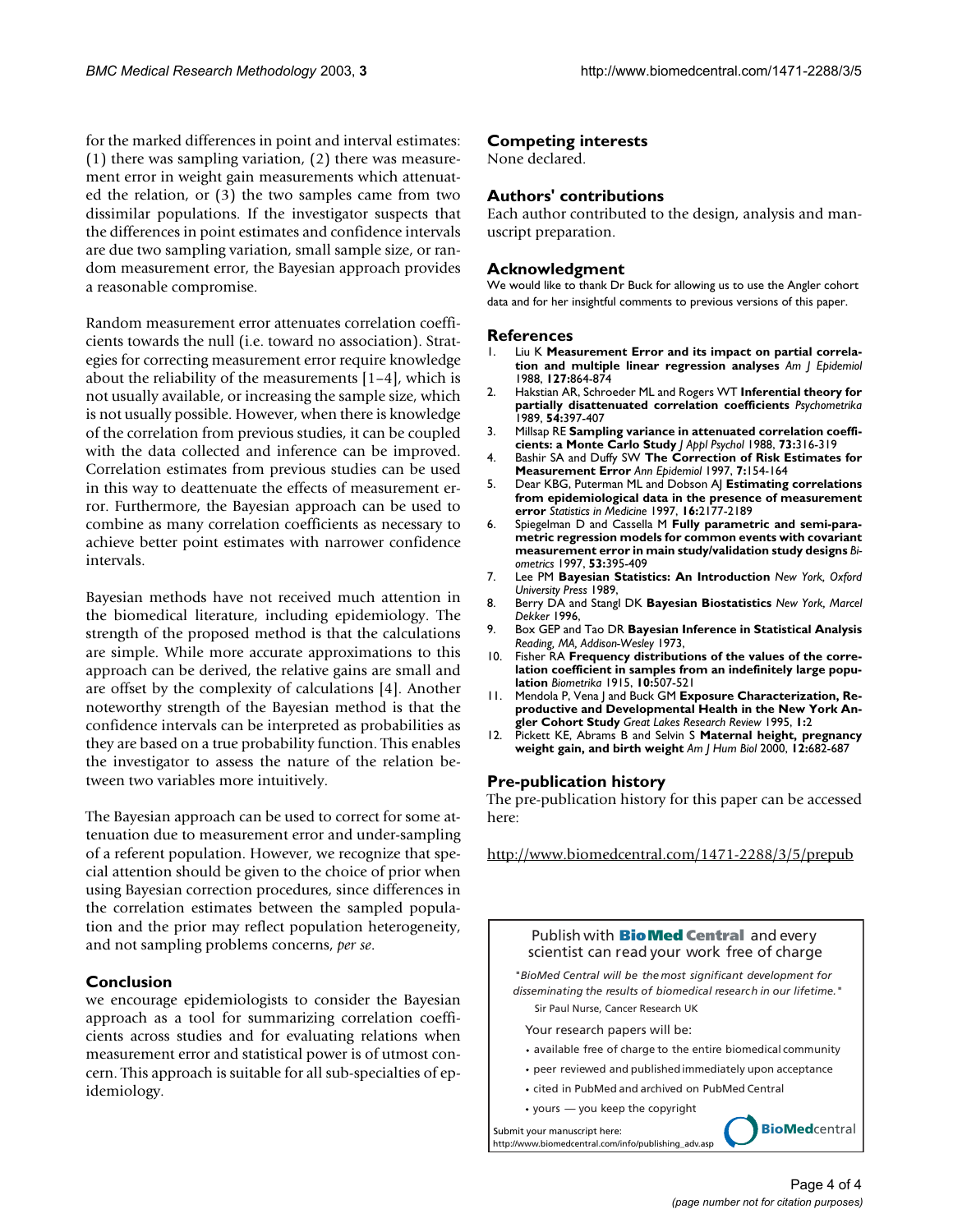for the marked differences in point and interval estimates: (1) there was sampling variation, (2) there was measurement error in weight gain measurements which attenuated the relation, or (3) the two samples came from two dissimilar populations. If the investigator suspects that the differences in point estimates and confidence intervals are due two sampling variation, small sample size, or random measurement error, the Bayesian approach provides a reasonable compromise.

Random measurement error attenuates correlation coefficients towards the null (i.e. toward no association). Strategies for correcting measurement error require knowledge about the reliability of the measurements [1–4], which is not usually available, or increasing the sample size, which is not usually possible. However, when there is knowledge of the correlation from previous studies, it can be coupled with the data collected and inference can be improved. Correlation estimates from previous studies can be used in this way to deattenuate the effects of measurement error. Furthermore, the Bayesian approach can be used to combine as many correlation coefficients as necessary to achieve better point estimates with narrower confidence intervals.

Bayesian methods have not received much attention in the biomedical literature, including epidemiology. The strength of the proposed method is that the calculations are simple. While more accurate approximations to this approach can be derived, the relative gains are small and are offset by the complexity of calculations [4]. Another noteworthy strength of the Bayesian method is that the confidence intervals can be interpreted as probabilities as they are based on a true probability function. This enables the investigator to assess the nature of the relation between two variables more intuitively.

The Bayesian approach can be used to correct for some attenuation due to measurement error and under-sampling of a referent population. However, we recognize that special attention should be given to the choice of prior when using Bayesian correction procedures, since differences in the correlation estimates between the sampled population and the prior may reflect population heterogeneity, and not sampling problems concerns, *per se*.

## Conclusion

we encourage epidemiologists to consider the Bayesian approach as a tool for summarizing correlation coefficients across studies and for evaluating relations when measurement error and statistical power is of utmost concern. This approach is suitable for all sub-specialties of epidemiology.

## Competing interests

None declared.

## Authors' contributions

Each author contributed to the design, analysis and manuscript preparation.

## Acknowledgment

We would like to thank Dr Buck for allowing us to use the Angler cohort data and for her insightful comments to previous versions of this paper.

## References

1. Liu K **Measurement Error and its impact on partial correlation and multiple linear regression analyses** *Am J Epidemiol* 1988, **127:**864-874
2. Hakstian AR, Schroeder ML and Rogers WT **Inferential theory for partially disattenuated correlation coefficients** *Psychometrika* 1989, **54:**397-407
3. Millsap RE **Sampling variance in attenuated correlation coefficients: a Monte Carlo Study** *J Appl Psychol* 1988, **73:**316-319
4. Bashir SA and Duffy SW **The Correction of Risk Estimates for Measurement Error** *Ann Epidemiol* 1997, **7:**154-164
5. Dear KBG, Puterman ML and Dobson AJ **Estimating correlations from epidemiological data in the presence of measurement error** *Statistics in Medicine* 1997, **16:**2177-2189
6. Spiegelman D and Cassella M **Fully parametric and semi-parametric regression models for common events with covariant measurement error in main study/validation study designs** *Biometrics* 1997, **53:**395-409
7. Lee PM **Bayesian Statistics: An Introduction** *New York, Oxford University Press* 1989,
8. Berry DA and Stangl DK **Bayesian Biostatistics** *New York, Marcel Dekker* 1996,
9. Box GEP and Tao DR **Bayesian Inference in Statistical Analysis** *Reading, MA, Addison-Wesley* 1973,
10. Fisher RA **Frequency distributions of the values of the correlation coefficient in samples from an indefinitely large population** *Biometrika* 1915, **10:**507-521
11. Mendola P, Vena J and Buck GM **Exposure Characterization, Reproductive and Developmental Health in the New York Angler Cohort Study** *Great Lakes Research Review* 1995, **1:**2
12. Pickett KE, Abrams B and Selvin S **Maternal height, pregnancy weight gain, and birth weight** *Am J Hum Biol* 2000, **12:**682-687

## Pre-publication history

The pre-publication history for this paper can be accessed here:

http://www.biomedcentral.com/1471-2288/3/5/prepub

Publish with **BioMed Central** and every scientist can read your work free of charge

*"BioMed Central will be the most significant development for disseminating the results of biomedical research in our lifetime."*
Sir Paul Nurse, Cancer Research UK

Your research papers will be:

- available free of charge to the entire biomedical community
- peer reviewed and published immediately upon acceptance
- cited in PubMed and archived on PubMed Central
- yours — you keep the copyright

Submit your manuscript here:
http://www.biomedcentral.com/info/publishing_adv.asp

BioMedcentral